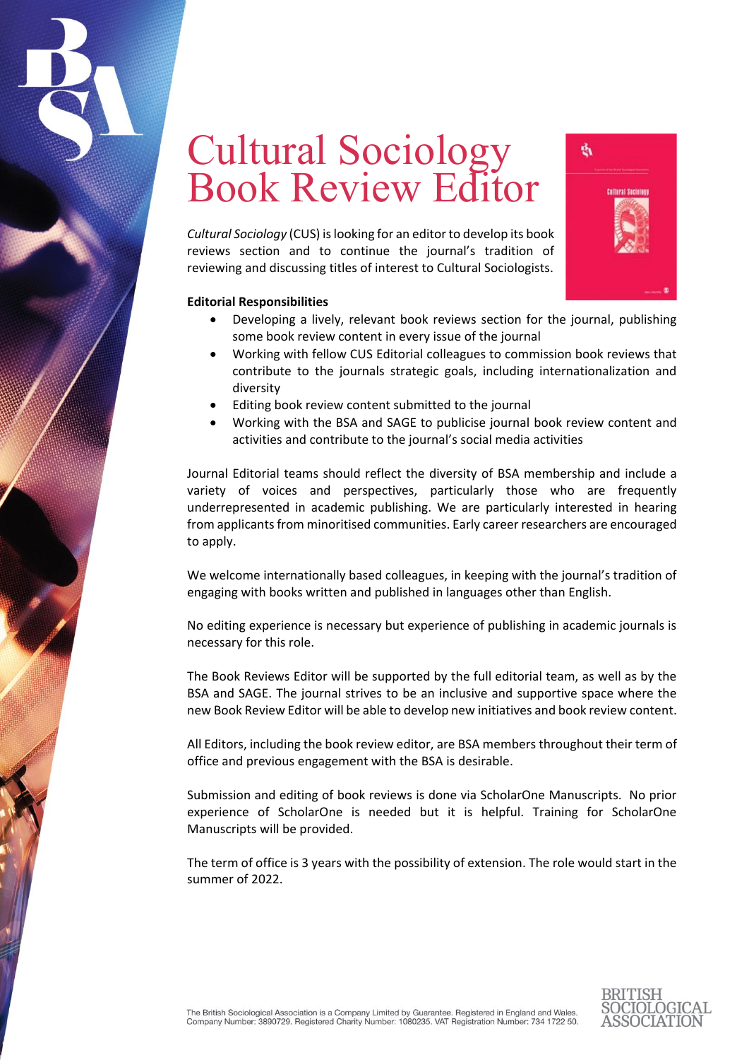# Cultural Sociology Book Review Editor

*Cultural Sociology* (CUS) is looking for an editor to develop its book reviews section and to continue the journal's tradition of reviewing and discussing titles of interest to Cultural Sociologists.

**Editorial Responsibilities**

- Developing a lively, relevant book reviews section for the journal, publishing some book review content in every issue of the journal
- Working with fellow CUS Editorial colleagues to commission book reviews that contribute to the journals strategic goals, including internationalization and diversity
- Editing book review content submitted to the journal
- Working with the BSA and SAGE to publicise journal book review content and activities and contribute to the journal's social media activities

Journal Editorial teams should reflect the diversity of BSA membership and include a variety of voices and perspectives, particularly those who are frequently underrepresented in academic publishing. We are particularly interested in hearing from applicants from minoritised communities. Early career researchers are encouraged to apply.

We welcome internationally based colleagues, in keeping with the journal's tradition of engaging with books written and published in languages other than English.

No editing experience is necessary but experience of publishing in academic journals is necessary for this role.

The Book Reviews Editor will be supported by the full editorial team, as well as by the BSA and SAGE. The journal strives to be an inclusive and supportive space where the new Book Review Editor will be able to develop new initiatives and book review content.

All Editors, including the book review editor, are BSA members throughout their term of office and previous engagement with the BSA is desirable.

Submission and editing of book reviews is done via ScholarOne Manuscripts. No prior experience of ScholarOne is needed but it is helpful. Training for ScholarOne Manuscripts will be provided.

The term of office is 3 years with the possibility of extension. The role would start in the summer of 2022.

The British Sociological Association is a Company Limited by Guarantee. Registered in England and Wales. Company Number: 3890729. Registered Charity Number: 1080235. VAT Registration Number: 734 1722 50.

BRITISH SOCIOLOGICAL ASSOCIATION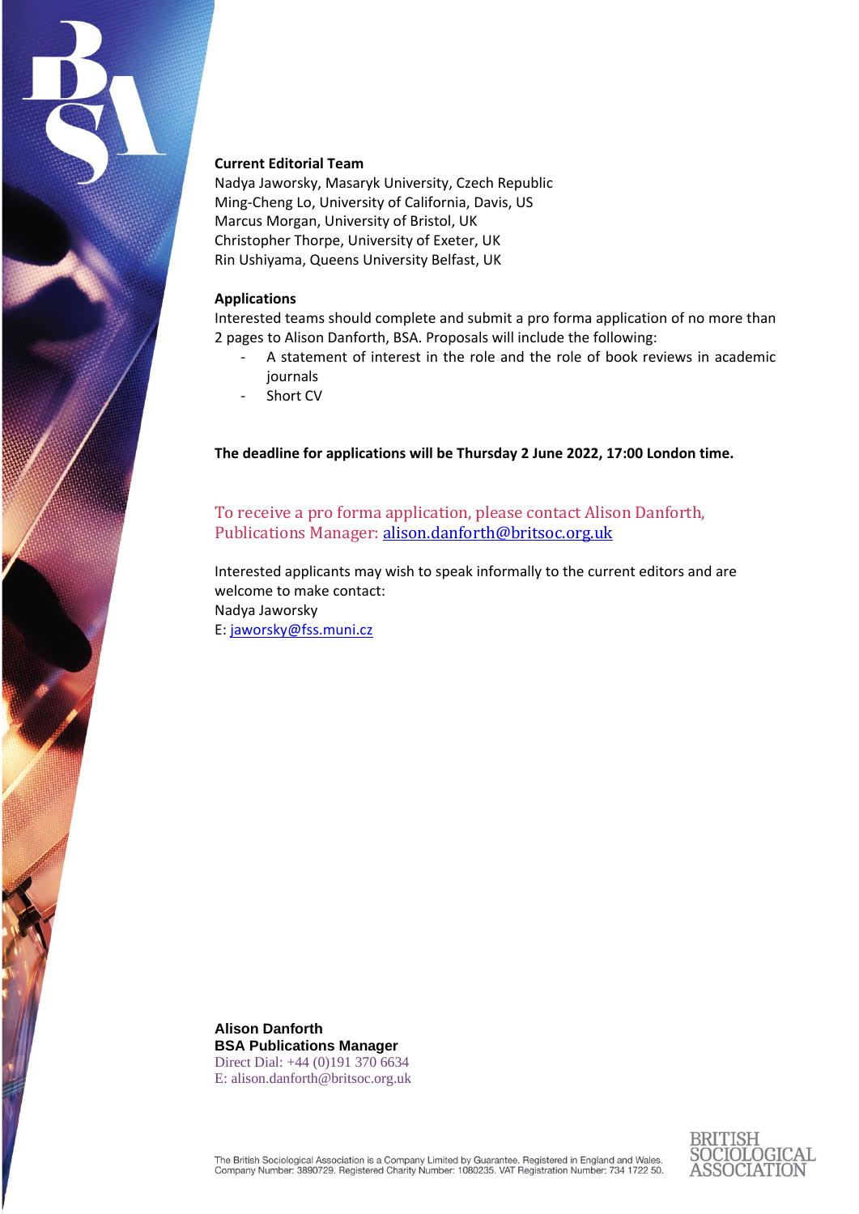**Current Editorial Team**

Nadya Jaworsky, Masaryk University, Czech Republic
Ming-Cheng Lo, University of California, Davis, US
Marcus Morgan, University of Bristol, UK
Christopher Thorpe, University of Exeter, UK
Rin Ushiyama, Queens University Belfast, UK

**Applications**

Interested teams should complete and submit a pro forma application of no more than 2 pages to Alison Danforth, BSA. Proposals will include the following:

- A statement of interest in the role and the role of book reviews in academic journals
- Short CV

**The deadline for applications will be Thursday 2 June 2022, 17:00 London time.**

To receive a pro forma application, please contact Alison Danforth, Publications Manager: alison.danforth@britsoc.org.uk

Interested applicants may wish to speak informally to the current editors and are welcome to make contact:
Nadya Jaworsky
E: jaworsky@fss.muni.cz

**Alison Danforth**
**BSA Publications Manager**
Direct Dial: +44 (0)191 370 6634
E: alison.danforth@britsoc.org.uk

The British Sociological Association is a Company Limited by Guarantee. Registered in England and Wales. Company Number: 3890729. Registered Charity Number: 1080235. VAT Registration Number: 734 1722 50.

BRITISH SOCIOLOGICAL ASSOCIATION